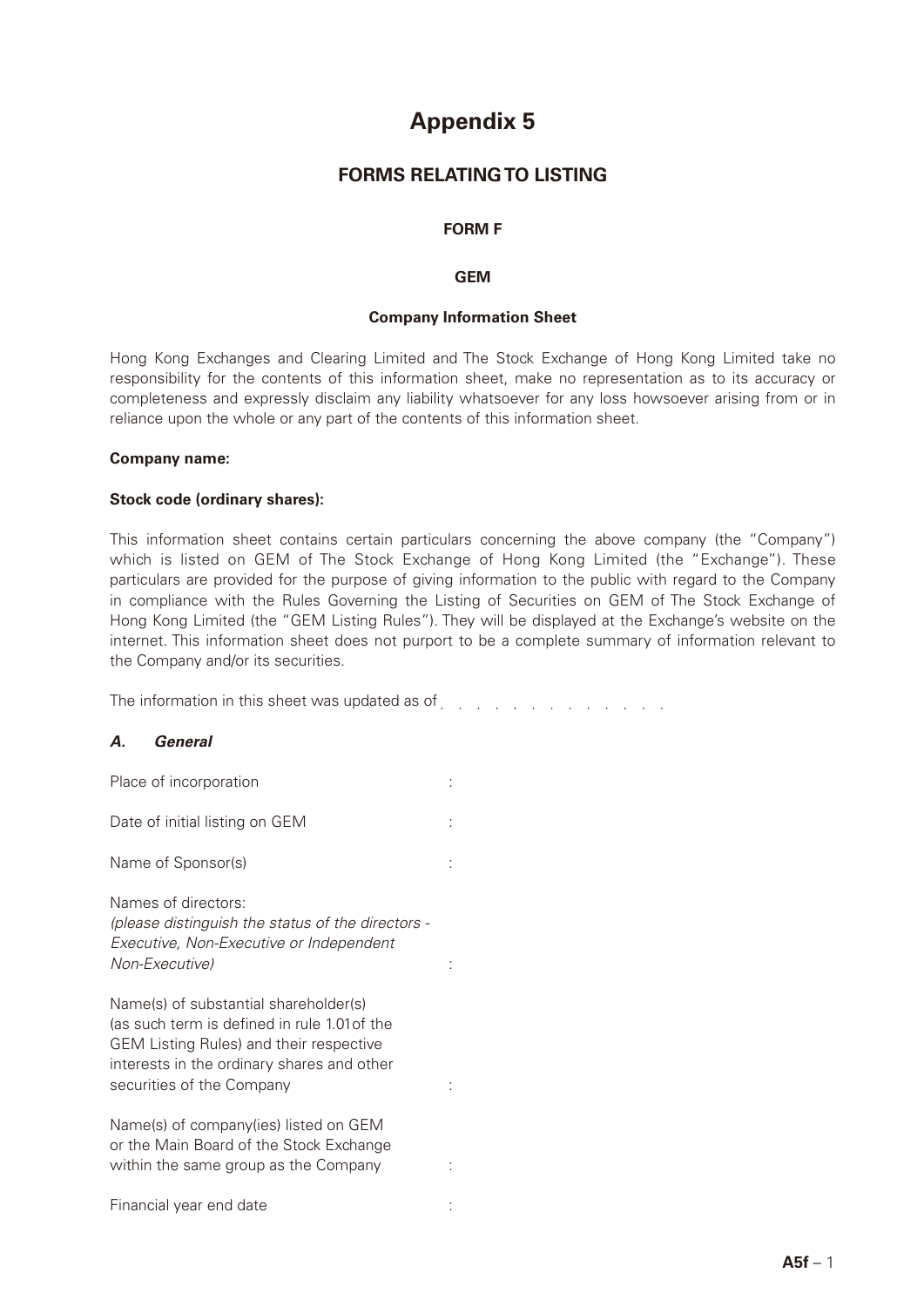# Appendix 5

## FORMS RELATING TO LISTING

### FORM F

### GEM

### Company Information Sheet

Hong Kong Exchanges and Clearing Limited and The Stock Exchange of Hong Kong Limited take no responsibility for the contents of this information sheet, make no representation as to its accuracy or completeness and expressly disclaim any liability whatsoever for any loss howsoever arising from or in reliance upon the whole or any part of the contents of this information sheet.

**Company name:**

**Stock code (ordinary shares):**

This information sheet contains certain particulars concerning the above company (the "Company") which is listed on GEM of The Stock Exchange of Hong Kong Limited (the "Exchange"). These particulars are provided for the purpose of giving information to the public with regard to the Company in compliance with the Rules Governing the Listing of Securities on GEM of The Stock Exchange of Hong Kong Limited (the "GEM Listing Rules"). They will be displayed at the Exchange's website on the internet. This information sheet does not purport to be a complete summary of information relevant to the Company and/or its securities.

The information in this sheet was updated as of . . . . . . . . . . . . . .

***A. General***

Place of incorporation :

Date of initial listing on GEM :

Name of Sponsor(s) :

Names of directors:
*(please distinguish the status of the directors - Executive, Non-Executive or Independent Non-Executive)* :

Name(s) of substantial shareholder(s) (as such term is defined in rule 1.01 of the GEM Listing Rules) and their respective interests in the ordinary shares and other securities of the Company :

Name(s) of company(ies) listed on GEM or the Main Board of the Stock Exchange within the same group as the Company :

Financial year end date :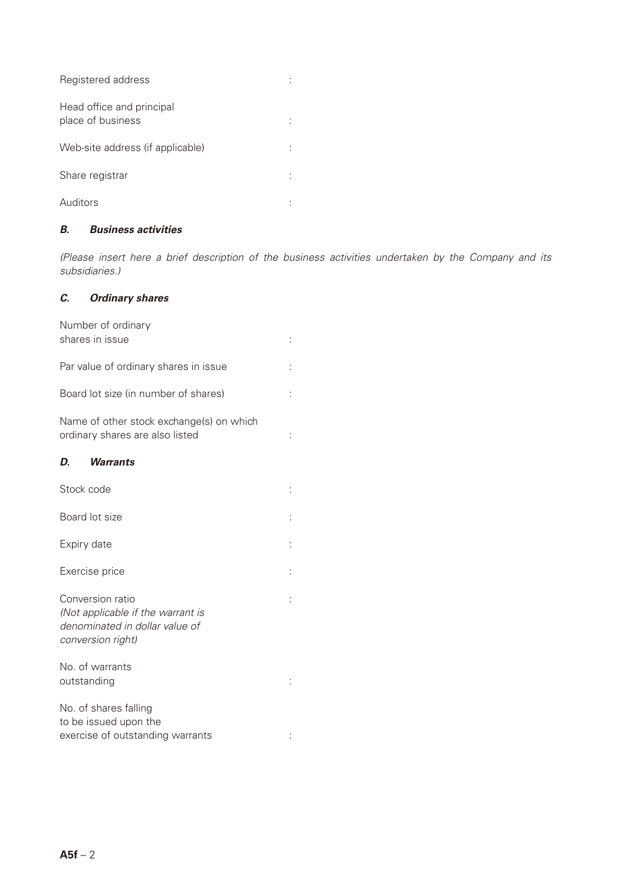Registered address :

Head office and principal place of business :

Web-site address (if applicable) :

Share registrar :

Auditors :

### *B. Business activities*

*(Please insert here a brief description of the business activities undertaken by the Company and its subsidiaries.)*

### *C. Ordinary shares*

Number of ordinary shares in issue :

Par value of ordinary shares in issue :

Board lot size (in number of shares) :

Name of other stock exchange(s) on which ordinary shares are also listed :

### *D. Warrants*

Stock code :

Board lot size :

Expiry date :

Exercise price :

Conversion ratio :
*(Not applicable if the warrant is denominated in dollar value of conversion right)*

No. of warrants outstanding :

No. of shares falling to be issued upon the exercise of outstanding warrants :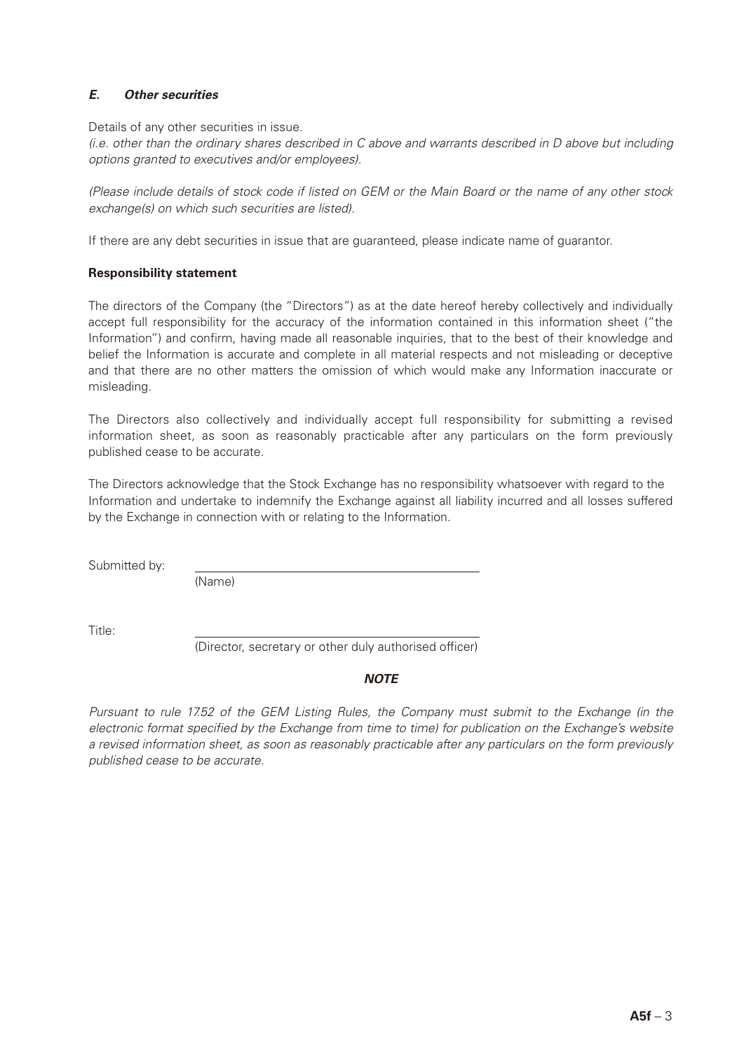### *E. Other securities*

Details of any other securities in issue.

*(i.e. other than the ordinary shares described in C above and warrants described in D above but including options granted to executives and/or employees).*

*(Please include details of stock code if listed on GEM or the Main Board or the name of any other stock exchange(s) on which such securities are listed).*

If there are any debt securities in issue that are guaranteed, please indicate name of guarantor.

**Responsibility statement**

The directors of the Company (the "Directors") as at the date hereof hereby collectively and individually accept full responsibility for the accuracy of the information contained in this information sheet ("the Information") and confirm, having made all reasonable inquiries, that to the best of their knowledge and belief the Information is accurate and complete in all material respects and not misleading or deceptive and that there are no other matters the omission of which would make any Information inaccurate or misleading.

The Directors also collectively and individually accept full responsibility for submitting a revised information sheet, as soon as reasonably practicable after any particulars on the form previously published cease to be accurate.

The Directors acknowledge that the Stock Exchange has no responsibility whatsoever with regard to the Information and undertake to indemnify the Exchange against all liability incurred and all losses suffered by the Exchange in connection with or relating to the Information.

Submitted by: ______________________________
(Name)

Title: ______________________________
(Director, secretary or other duly authorised officer)

***NOTE***

*Pursuant to rule 17.52 of the GEM Listing Rules, the Company must submit to the Exchange (in the electronic format specified by the Exchange from time to time) for publication on the Exchange's website a revised information sheet, as soon as reasonably practicable after any particulars on the form previously published cease to be accurate.*